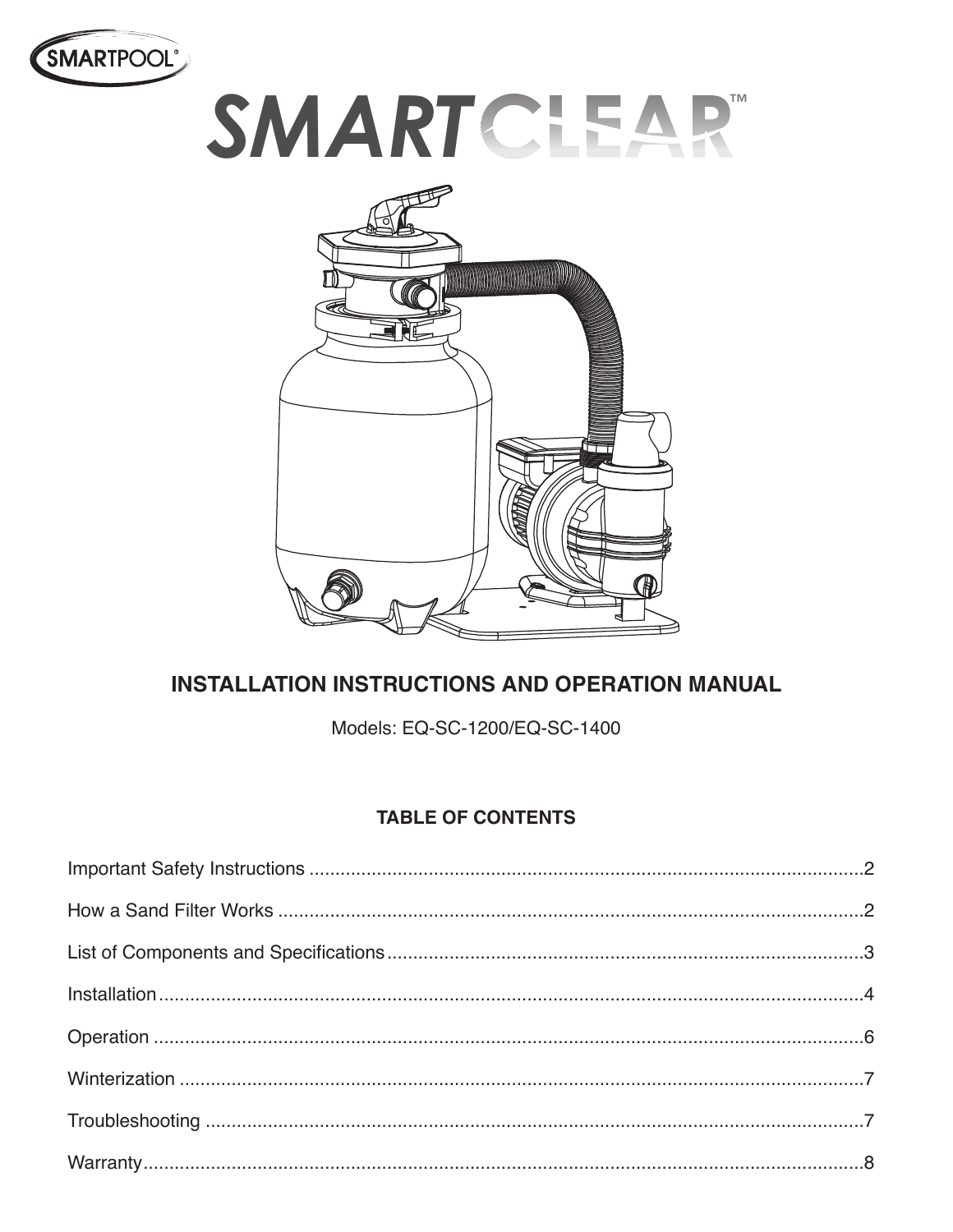SMARTPOOL®

# SMARTCLEAR™

## INSTALLATION INSTRUCTIONS AND OPERATION MANUAL

Models: EQ-SC-1200/EQ-SC-1400

### TABLE OF CONTENTS

Important Safety Instructions ....................................2

How a Sand Filter Works ....................................2

List of Components and Specifications ....................................3

Installation ....................................4

Operation ....................................6

Winterization ....................................7

Troubleshooting ....................................7

Warranty ....................................8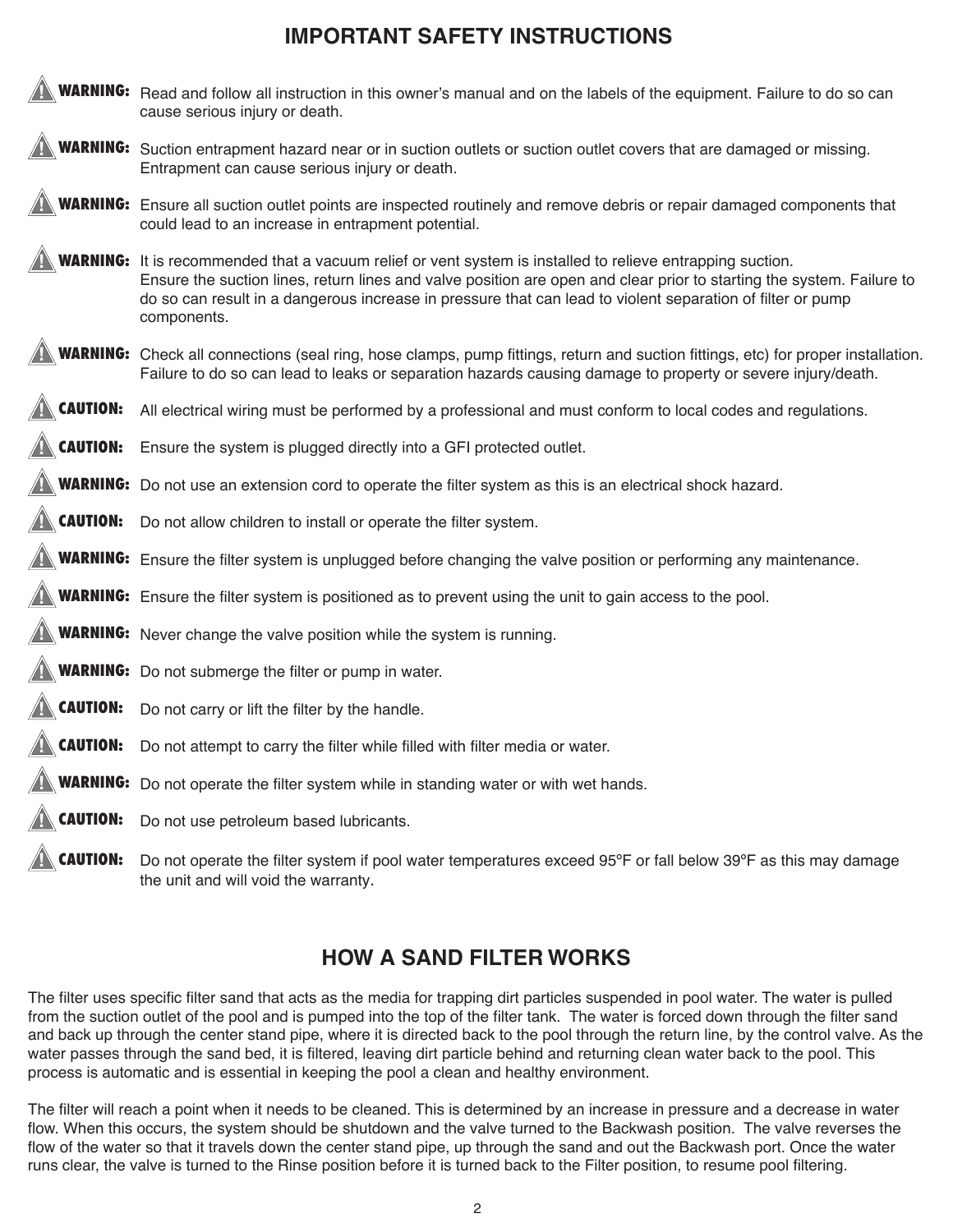# IMPORTANT SAFETY INSTRUCTIONS

**WARNING:** Read and follow all instruction in this owner's manual and on the labels of the equipment. Failure to do so can cause serious injury or death.

**WARNING:** Suction entrapment hazard near or in suction outlets or suction outlet covers that are damaged or missing. Entrapment can cause serious injury or death.

**WARNING:** Ensure all suction outlet points are inspected routinely and remove debris or repair damaged components that could lead to an increase in entrapment potential.

**WARNING:** It is recommended that a vacuum relief or vent system is installed to relieve entrapping suction. Ensure the suction lines, return lines and valve position are open and clear prior to starting the system. Failure to do so can result in a dangerous increase in pressure that can lead to violent separation of filter or pump components.

**WARNING:** Check all connections (seal ring, hose clamps, pump fittings, return and suction fittings, etc) for proper installation. Failure to do so can lead to leaks or separation hazards causing damage to property or severe injury/death.

**CAUTION:** All electrical wiring must be performed by a professional and must conform to local codes and regulations.

**CAUTION:** Ensure the system is plugged directly into a GFI protected outlet.

**WARNING:** Do not use an extension cord to operate the filter system as this is an electrical shock hazard.

**CAUTION:** Do not allow children to install or operate the filter system.

**WARNING:** Ensure the filter system is unplugged before changing the valve position or performing any maintenance.

**WARNING:** Ensure the filter system is positioned as to prevent using the unit to gain access to the pool.

**WARNING:** Never change the valve position while the system is running.

**WARNING:** Do not submerge the filter or pump in water.

**CAUTION:** Do not carry or lift the filter by the handle.

**CAUTION:** Do not attempt to carry the filter while filled with filter media or water.

**WARNING:** Do not operate the filter system while in standing water or with wet hands.

**CAUTION:** Do not use petroleum based lubricants.

**CAUTION:** Do not operate the filter system if pool water temperatures exceed 95ºF or fall below 39ºF as this may damage the unit and will void the warranty.

# HOW A SAND FILTER WORKS

The filter uses specific filter sand that acts as the media for trapping dirt particles suspended in pool water. The water is pulled from the suction outlet of the pool and is pumped into the top of the filter tank. The water is forced down through the filter sand and back up through the center stand pipe, where it is directed back to the pool through the return line, by the control valve. As the water passes through the sand bed, it is filtered, leaving dirt particle behind and returning clean water back to the pool. This process is automatic and is essential in keeping the pool a clean and healthy environment.

The filter will reach a point when it needs to be cleaned. This is determined by an increase in pressure and a decrease in water flow. When this occurs, the system should be shutdown and the valve turned to the Backwash position. The valve reverses the flow of the water so that it travels down the center stand pipe, up through the sand and out the Backwash port. Once the water runs clear, the valve is turned to the Rinse position before it is turned back to the Filter position, to resume pool filtering.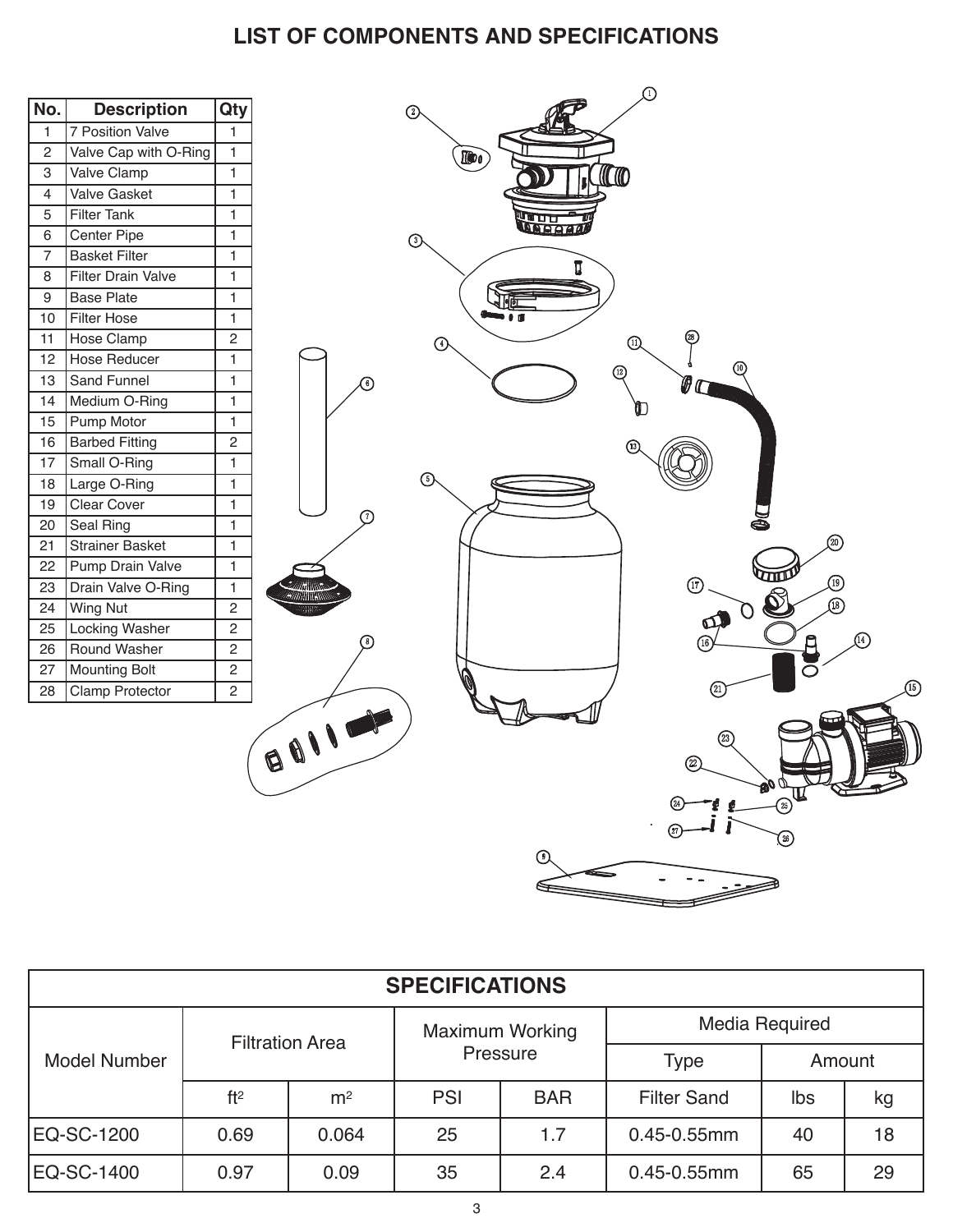# LIST OF COMPONENTS AND SPECIFICATIONS

| No. | Description | Qty |
|---|---|---|
| 1 | 7 Position Valve | 1 |
| 2 | Valve Cap with O-Ring | 1 |
| 3 | Valve Clamp | 1 |
| 4 | Valve Gasket | 1 |
| 5 | Filter Tank | 1 |
| 6 | Center Pipe | 1 |
| 7 | Basket Filter | 1 |
| 8 | Filter Drain Valve | 1 |
| 9 | Base Plate | 1 |
| 10 | Filter Hose | 1 |
| 11 | Hose Clamp | 2 |
| 12 | Hose Reducer | 1 |
| 13 | Sand Funnel | 1 |
| 14 | Medium O-Ring | 1 |
| 15 | Pump Motor | 1 |
| 16 | Barbed Fitting | 2 |
| 17 | Small O-Ring | 1 |
| 18 | Large O-Ring | 1 |
| 19 | Clear Cover | 1 |
| 20 | Seal Ring | 1 |
| 21 | Strainer Basket | 1 |
| 22 | Pump Drain Valve | 1 |
| 23 | Drain Valve O-Ring | 1 |
| 24 | Wing Nut | 2 |
| 25 | Locking Washer | 2 |
| 26 | Round Washer | 2 |
| 27 | Mounting Bolt | 2 |
| 28 | Clamp Protector | 2 |

## SPECIFICATIONS

| Model Number | Filtration Area | | Maximum Working Pressure | | Media Required | | |
|---|---|---|---|---|---|---|---|
| | | | | | Type | Amount | |
| | ft$^2$ | m$^2$ | PSI | BAR | Filter Sand | lbs | kg |
| EQ-SC-1200 | 0.69 | 0.064 | 25 | 1.7 | 0.45-0.55mm | 40 | 18 |
| EQ-SC-1400 | 0.97 | 0.09 | 35 | 2.4 | 0.45-0.55mm | 65 | 29 |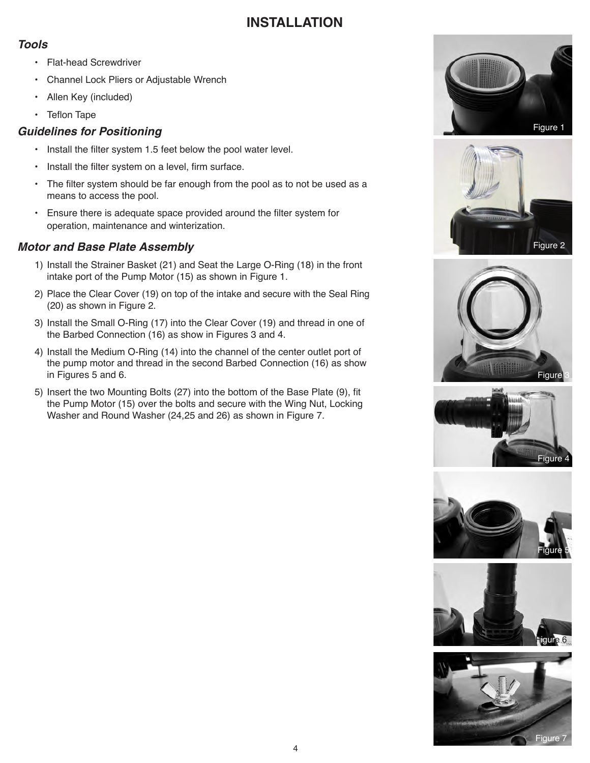# INSTALLATION

## *Tools*

- Flat-head Screwdriver
- Channel Lock Pliers or Adjustable Wrench
- Allen Key (included)
- Teflon Tape

## *Guidelines for Positioning*

- Install the filter system 1.5 feet below the pool water level.
- Install the filter system on a level, firm surface.
- The filter system should be far enough from the pool as to not be used as a means to access the pool.
- Ensure there is adequate space provided around the filter system for operation, maintenance and winterization.

## *Motor and Base Plate Assembly*

1) Install the Strainer Basket (21) and Seat the Large O-Ring (18) in the front intake port of the Pump Motor (15) as shown in Figure 1.
2) Place the Clear Cover (19) on top of the intake and secure with the Seal Ring (20) as shown in Figure 2.
3) Install the Small O-Ring (17) into the Clear Cover (19) and thread in one of the Barbed Connection (16) as show in Figures 3 and 4.
4) Install the Medium O-Ring (14) into the channel of the center outlet port of the pump motor and thread in the second Barbed Connection (16) as show in Figures 5 and 6.
5) Insert the two Mounting Bolts (27) into the bottom of the Base Plate (9), fit the Pump Motor (15) over the bolts and secure with the Wing Nut, Locking Washer and Round Washer (24,25 and 26) as shown in Figure 7.

Figure 1

Figure 2

Figure 3

Figure 4

Figure 5

Figure 6

Figure 7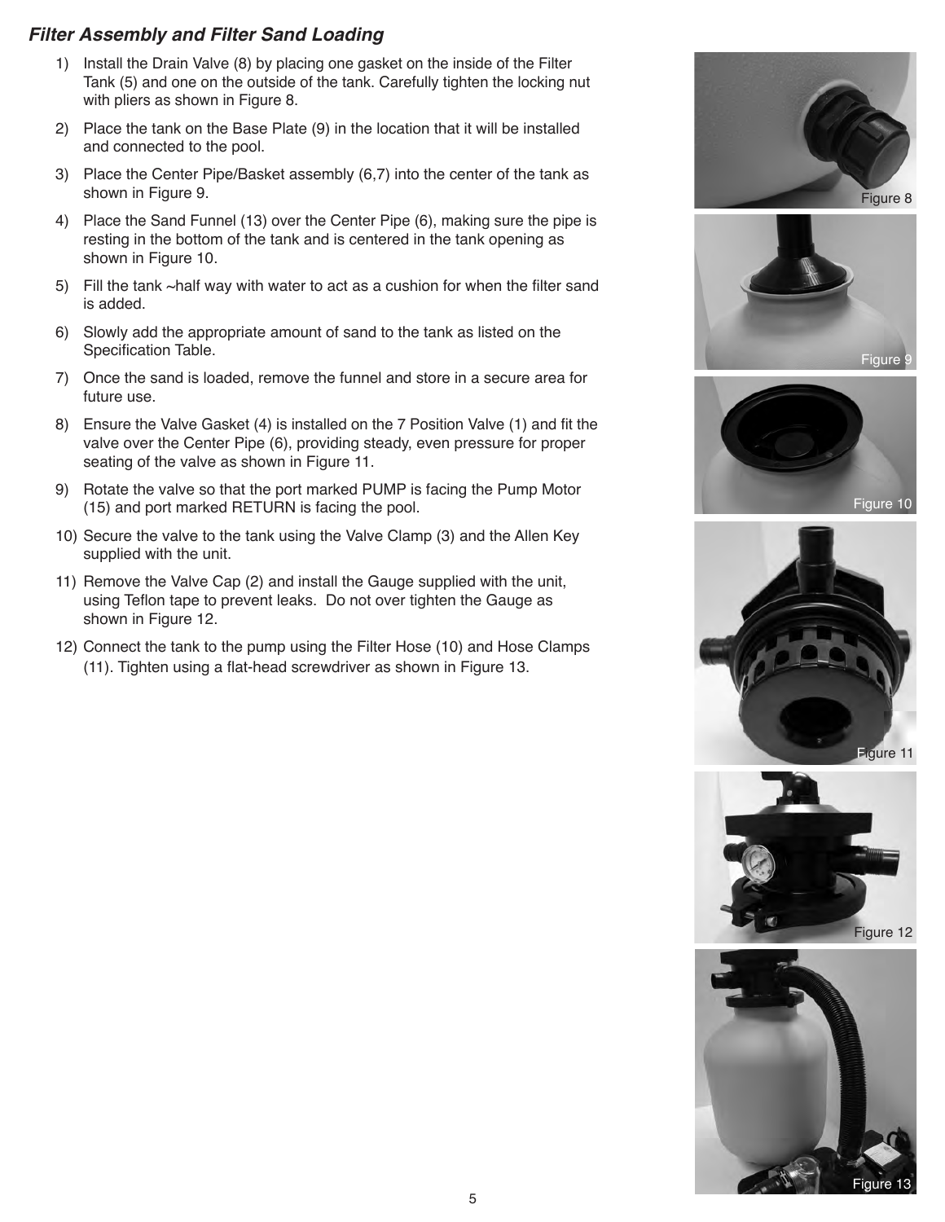## *Filter Assembly and Filter Sand Loading*

1) Install the Drain Valve (8) by placing one gasket on the inside of the Filter Tank (5) and one on the outside of the tank. Carefully tighten the locking nut with pliers as shown in Figure 8.
2) Place the tank on the Base Plate (9) in the location that it will be installed and connected to the pool.
3) Place the Center Pipe/Basket assembly (6,7) into the center of the tank as shown in Figure 9.
4) Place the Sand Funnel (13) over the Center Pipe (6), making sure the pipe is resting in the bottom of the tank and is centered in the tank opening as shown in Figure 10.
5) Fill the tank ~half way with water to act as a cushion for when the filter sand is added.
6) Slowly add the appropriate amount of sand to the tank as listed on the Specification Table.
7) Once the sand is loaded, remove the funnel and store in a secure area for future use.
8) Ensure the Valve Gasket (4) is installed on the 7 Position Valve (1) and fit the valve over the Center Pipe (6), providing steady, even pressure for proper seating of the valve as shown in Figure 11.
9) Rotate the valve so that the port marked PUMP is facing the Pump Motor (15) and port marked RETURN is facing the pool.
10) Secure the valve to the tank using the Valve Clamp (3) and the Allen Key supplied with the unit.
11) Remove the Valve Cap (2) and install the Gauge supplied with the unit, using Teflon tape to prevent leaks. Do not over tighten the Gauge as shown in Figure 12.
12) Connect the tank to the pump using the Filter Hose (10) and Hose Clamps (11). Tighten using a flat-head screwdriver as shown in Figure 13.

Figure 8

Figure 9

Figure 10

Figure 11

Figure 12

Figure 13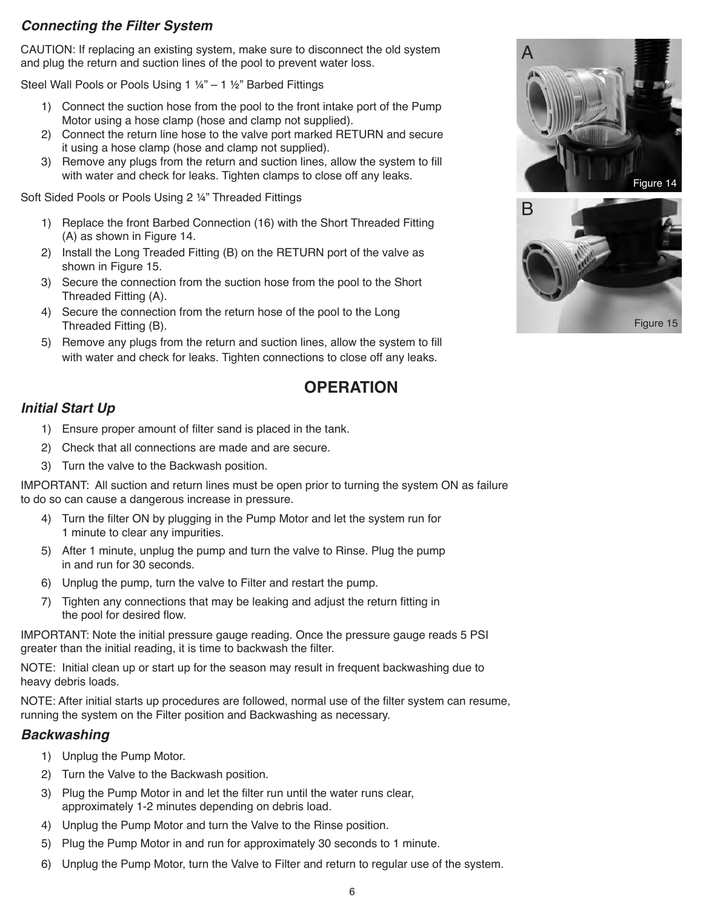### *Connecting the Filter System*

CAUTION: If replacing an existing system, make sure to disconnect the old system and plug the return and suction lines of the pool to prevent water loss.

Steel Wall Pools or Pools Using 1 ¼" – 1 ½" Barbed Fittings

1) Connect the suction hose from the pool to the front intake port of the Pump Motor using a hose clamp (hose and clamp not supplied).
2) Connect the return line hose to the valve port marked RETURN and secure it using a hose clamp (hose and clamp not supplied).
3) Remove any plugs from the return and suction lines, allow the system to fill with water and check for leaks. Tighten clamps to close off any leaks.

Soft Sided Pools or Pools Using 2 ¼" Threaded Fittings

1) Replace the front Barbed Connection (16) with the Short Threaded Fitting (A) as shown in Figure 14.
2) Install the Long Treaded Fitting (B) on the RETURN port of the valve as shown in Figure 15.
3) Secure the connection from the suction hose from the pool to the Short Threaded Fitting (A).
4) Secure the connection from the return hose of the pool to the Long Threaded Fitting (B).
5) Remove any plugs from the return and suction lines, allow the system to fill with water and check for leaks. Tighten connections to close off any leaks.

A

Figure 14

B

Figure 15

## OPERATION

### *Initial Start Up*

1) Ensure proper amount of filter sand is placed in the tank.
2) Check that all connections are made and are secure.
3) Turn the valve to the Backwash position.

IMPORTANT: All suction and return lines must be open prior to turning the system ON as failure to do so can cause a dangerous increase in pressure.

4) Turn the filter ON by plugging in the Pump Motor and let the system run for 1 minute to clear any impurities.
5) After 1 minute, unplug the pump and turn the valve to Rinse. Plug the pump in and run for 30 seconds.
6) Unplug the pump, turn the valve to Filter and restart the pump.
7) Tighten any connections that may be leaking and adjust the return fitting in the pool for desired flow.

IMPORTANT: Note the initial pressure gauge reading. Once the pressure gauge reads 5 PSI greater than the initial reading, it is time to backwash the filter.

NOTE: Initial clean up or start up for the season may result in frequent backwashing due to heavy debris loads.

NOTE: After initial starts up procedures are followed, normal use of the filter system can resume, running the system on the Filter position and Backwashing as necessary.

### *Backwashing*

1) Unplug the Pump Motor.
2) Turn the Valve to the Backwash position.
3) Plug the Pump Motor in and let the filter run until the water runs clear, approximately 1-2 minutes depending on debris load.
4) Unplug the Pump Motor and turn the Valve to the Rinse position.
5) Plug the Pump Motor in and run for approximately 30 seconds to 1 minute.
6) Unplug the Pump Motor, turn the Valve to Filter and return to regular use of the system.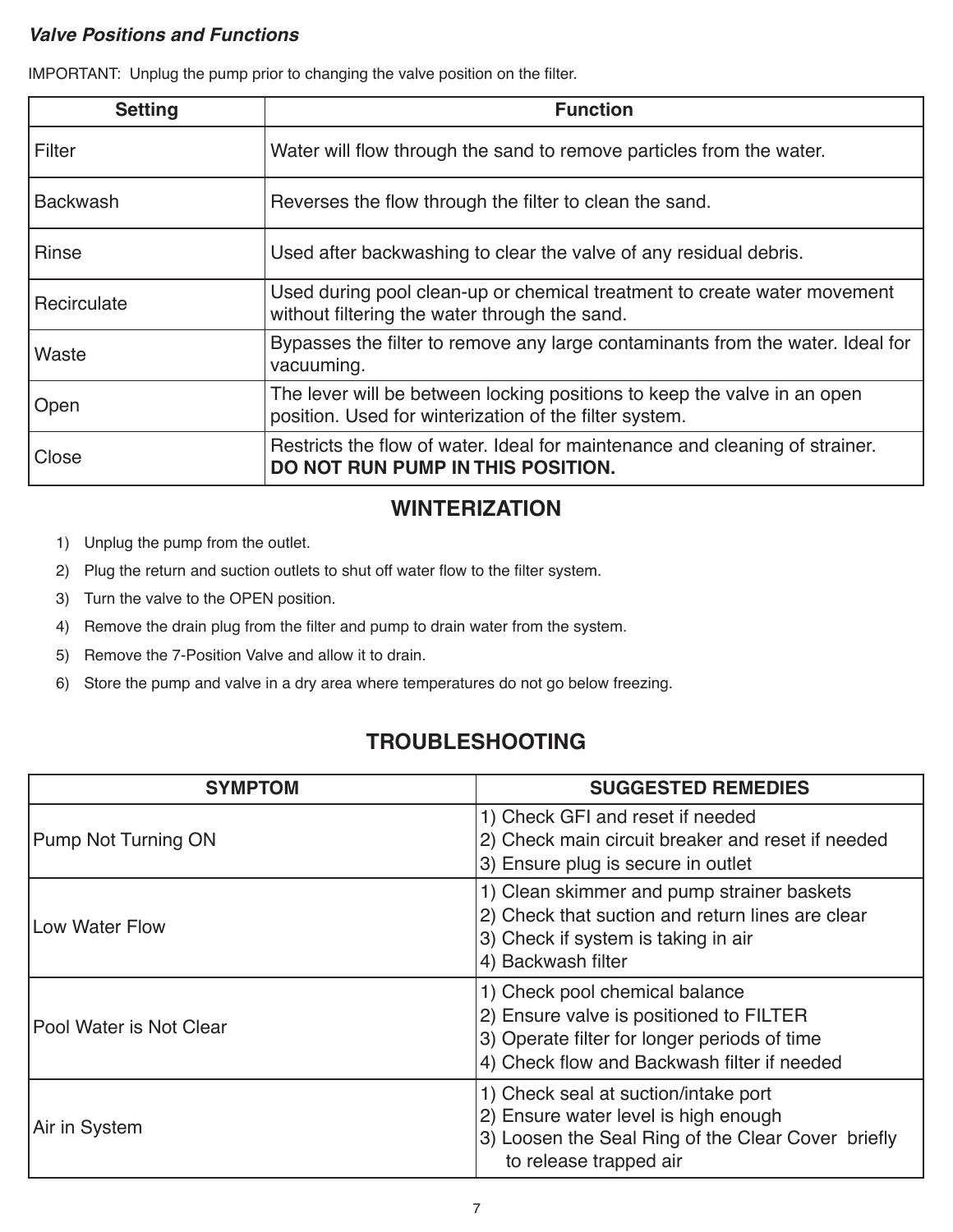### *Valve Positions and Functions*

IMPORTANT: Unplug the pump prior to changing the valve position on the filter.

| Setting | Function |
|---|---|
| Filter | Water will flow through the sand to remove particles from the water. |
| Backwash | Reverses the flow through the filter to clean the sand. |
| Rinse | Used after backwashing to clear the valve of any residual debris. |
| Recirculate | Used during pool clean-up or chemical treatment to create water movement without filtering the water through the sand. |
| Waste | Bypasses the filter to remove any large contaminants from the water. Ideal for vacuuming. |
| Open | The lever will be between locking positions to keep the valve in an open position. Used for winterization of the filter system. |
| Close | Restricts the flow of water. Ideal for maintenance and cleaning of strainer. **DO NOT RUN PUMP IN THIS POSITION.** |

## WINTERIZATION

1) Unplug the pump from the outlet.
2) Plug the return and suction outlets to shut off water flow to the filter system.
3) Turn the valve to the OPEN position.
4) Remove the drain plug from the filter and pump to drain water from the system.
5) Remove the 7-Position Valve and allow it to drain.
6) Store the pump and valve in a dry area where temperatures do not go below freezing.

## TROUBLESHOOTING

| SYMPTOM | SUGGESTED REMEDIES |
|---|---|
| Pump Not Turning ON | 1) Check GFI and reset if needed<br>2) Check main circuit breaker and reset if needed<br>3) Ensure plug is secure in outlet |
| Low Water Flow | 1) Clean skimmer and pump strainer baskets<br>2) Check that suction and return lines are clear<br>3) Check if system is taking in air<br>4) Backwash filter |
| Pool Water is Not Clear | 1) Check pool chemical balance<br>2) Ensure valve is positioned to FILTER<br>3) Operate filter for longer periods of time<br>4) Check flow and Backwash filter if needed |
| Air in System | 1) Check seal at suction/intake port<br>2) Ensure water level is high enough<br>3) Loosen the Seal Ring of the Clear Cover briefly to release trapped air |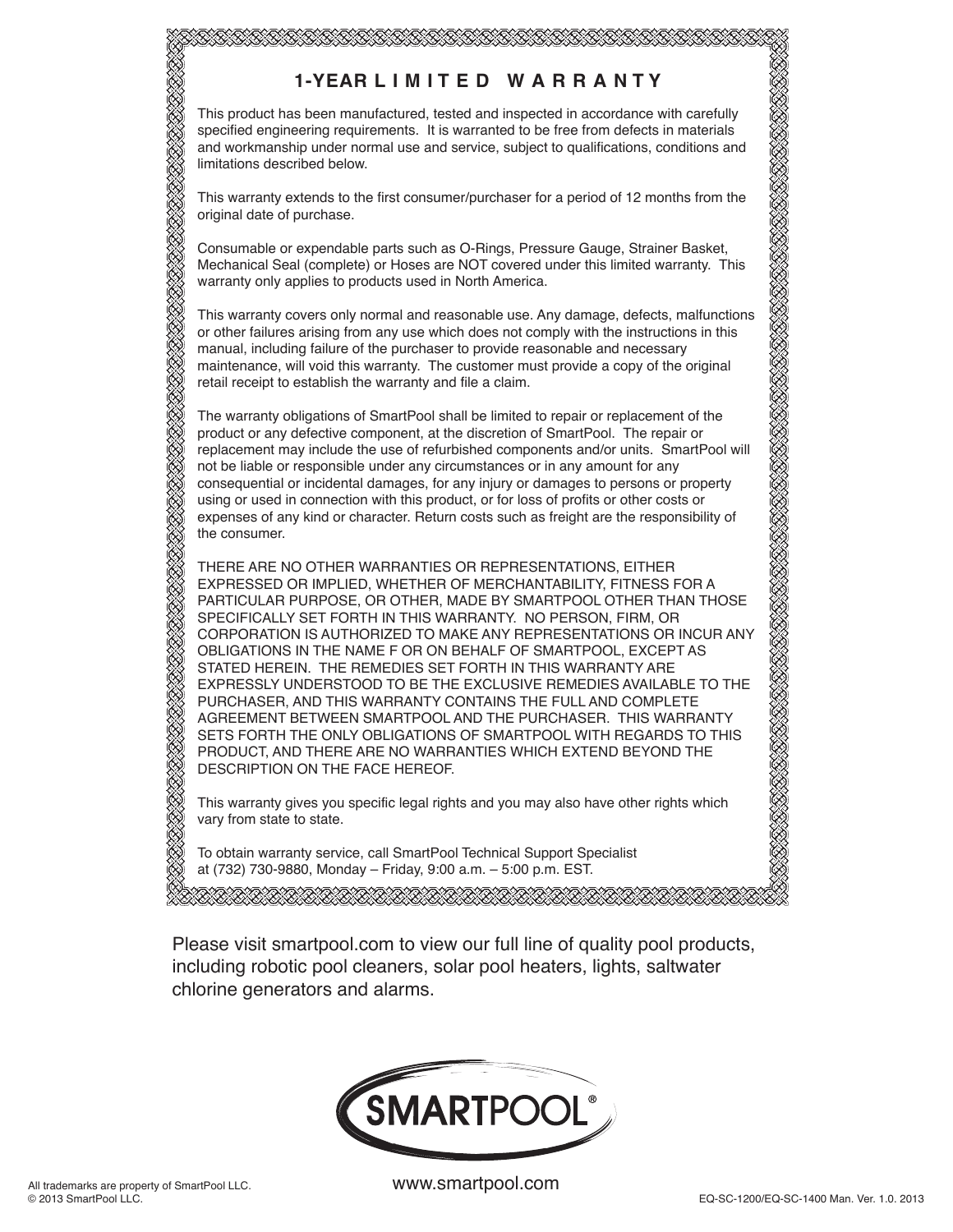## 1-YEAR LIMITED WARRANTY

This product has been manufactured, tested and inspected in accordance with carefully specified engineering requirements. It is warranted to be free from defects in materials and workmanship under normal use and service, subject to qualifications, conditions and limitations described below.

This warranty extends to the first consumer/purchaser for a period of 12 months from the original date of purchase.

Consumable or expendable parts such as O-Rings, Pressure Gauge, Strainer Basket, Mechanical Seal (complete) or Hoses are NOT covered under this limited warranty. This warranty only applies to products used in North America.

This warranty covers only normal and reasonable use. Any damage, defects, malfunctions or other failures arising from any use which does not comply with the instructions in this manual, including failure of the purchaser to provide reasonable and necessary maintenance, will void this warranty. The customer must provide a copy of the original retail receipt to establish the warranty and file a claim.

The warranty obligations of SmartPool shall be limited to repair or replacement of the product or any defective component, at the discretion of SmartPool. The repair or replacement may include the use of refurbished components and/or units. SmartPool will not be liable or responsible under any circumstances or in any amount for any consequential or incidental damages, for any injury or damages to persons or property using or used in connection with this product, or for loss of profits or other costs or expenses of any kind or character. Return costs such as freight are the responsibility of the consumer.

THERE ARE NO OTHER WARRANTIES OR REPRESENTATIONS, EITHER EXPRESSED OR IMPLIED, WHETHER OF MERCHANTABILITY, FITNESS FOR A PARTICULAR PURPOSE, OR OTHER, MADE BY SMARTPOOL OTHER THAN THOSE SPECIFICALLY SET FORTH IN THIS WARRANTY. NO PERSON, FIRM, OR CORPORATION IS AUTHORIZED TO MAKE ANY REPRESENTATIONS OR INCUR ANY OBLIGATIONS IN THE NAME F OR ON BEHALF OF SMARTPOOL, EXCEPT AS STATED HEREIN. THE REMEDIES SET FORTH IN THIS WARRANTY ARE EXPRESSLY UNDERSTOOD TO BE THE EXCLUSIVE REMEDIES AVAILABLE TO THE PURCHASER, AND THIS WARRANTY CONTAINS THE FULL AND COMPLETE AGREEMENT BETWEEN SMARTPOOL AND THE PURCHASER. THIS WARRANTY SETS FORTH THE ONLY OBLIGATIONS OF SMARTPOOL WITH REGARDS TO THIS PRODUCT, AND THERE ARE NO WARRANTIES WHICH EXTEND BEYOND THE DESCRIPTION ON THE FACE HEREOF.

This warranty gives you specific legal rights and you may also have other rights which vary from state to state.

To obtain warranty service, call SmartPool Technical Support Specialist at (732) 730-9880, Monday – Friday, 9:00 a.m. – 5:00 p.m. EST.

Please visit smartpool.com to view our full line of quality pool products, including robotic pool cleaners, solar pool heaters, lights, saltwater chlorine generators and alarms.

SMARTPOOL®

www.smartpool.com

All trademarks are property of SmartPool LLC.
© 2013 SmartPool LLC.

EQ-SC-1200/EQ-SC-1400 Man. Ver. 1.0. 2013